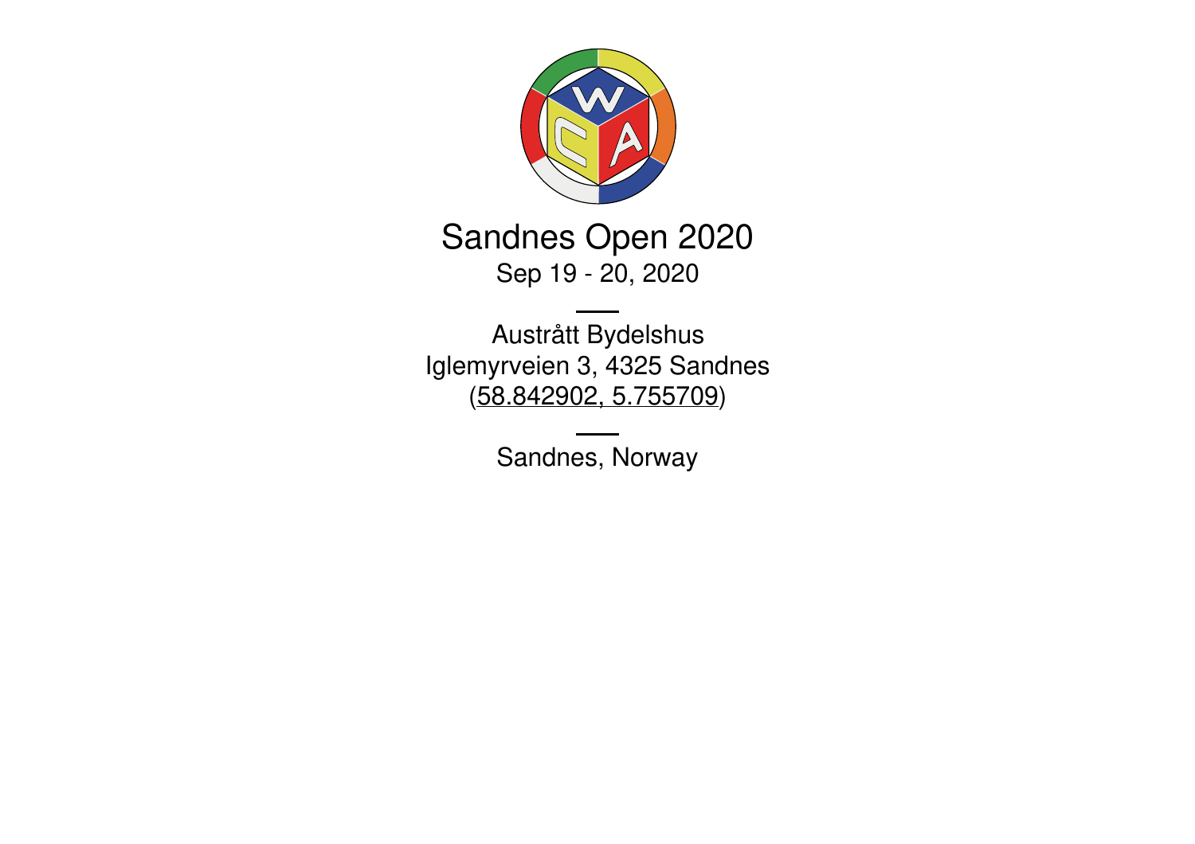# Sandnes Open 2020

Sep 19 - 20, 2020

---

Austrått Bydelshus
Iglemyrveien 3, 4325 Sandnes
(58.842902, 5.755709)

---

Sandnes, Norway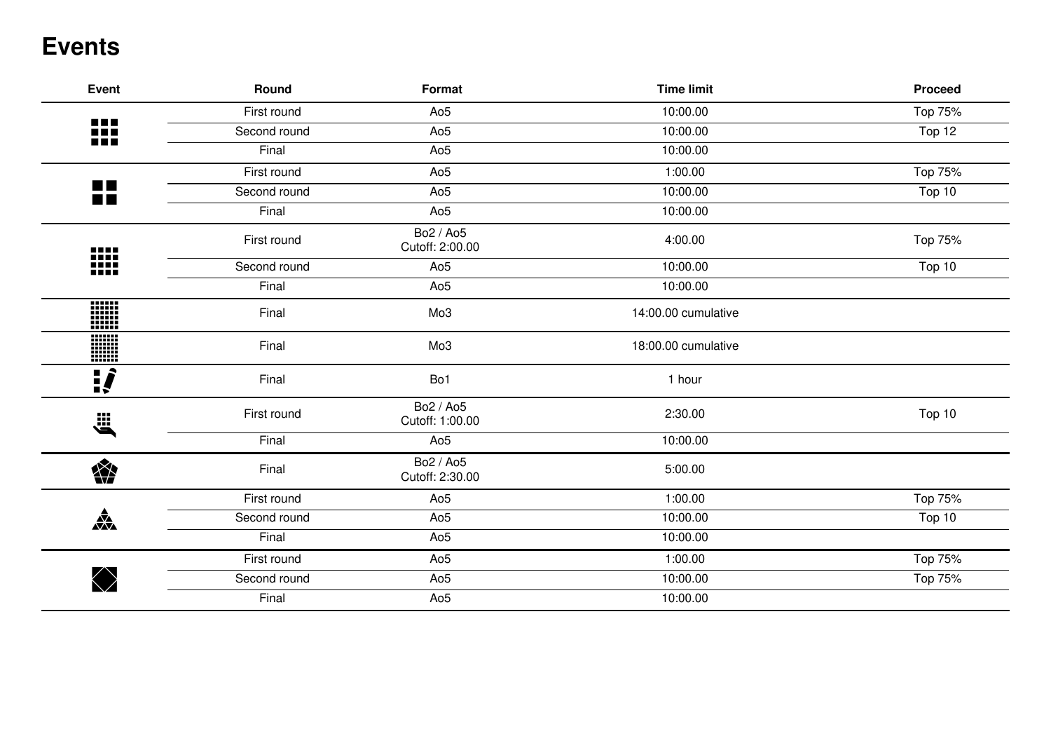# Events

| Event | Round | Format | Time limit | Proceed |
|---|---|---|---|---|
| | First round | Ao5 | 10:00.00 | Top 75% |
| | Second round | Ao5 | 10:00.00 | Top 12 |
| | Final | Ao5 | 10:00.00 | |
| | First round | Ao5 | 1:00.00 | Top 75% |
| | Second round | Ao5 | 10:00.00 | Top 10 |
| | Final | Ao5 | 10:00.00 | |
| | First round | Bo2 / Ao5 Cutoff: 2:00.00 | 4:00.00 | Top 75% |
| | Second round | Ao5 | 10:00.00 | Top 10 |
| | Final | Ao5 | 10:00.00 | |
| | Final | Mo3 | 14:00.00 cumulative | |
| | Final | Mo3 | 18:00.00 cumulative | |
| | Final | Bo1 | 1 hour | |
| | First round | Bo2 / Ao5 Cutoff: 1:00.00 | 2:30.00 | Top 10 |
| | Final | Ao5 | 10:00.00 | |
| | Final | Bo2 / Ao5 Cutoff: 2:30.00 | 5:00.00 | |
| | First round | Ao5 | 1:00.00 | Top 75% |
| | Second round | Ao5 | 10:00.00 | Top 10 |
| | Final | Ao5 | 10:00.00 | |
| | First round | Ao5 | 1:00.00 | Top 75% |
| | Second round | Ao5 | 10:00.00 | Top 75% |
| | Final | Ao5 | 10:00.00 | |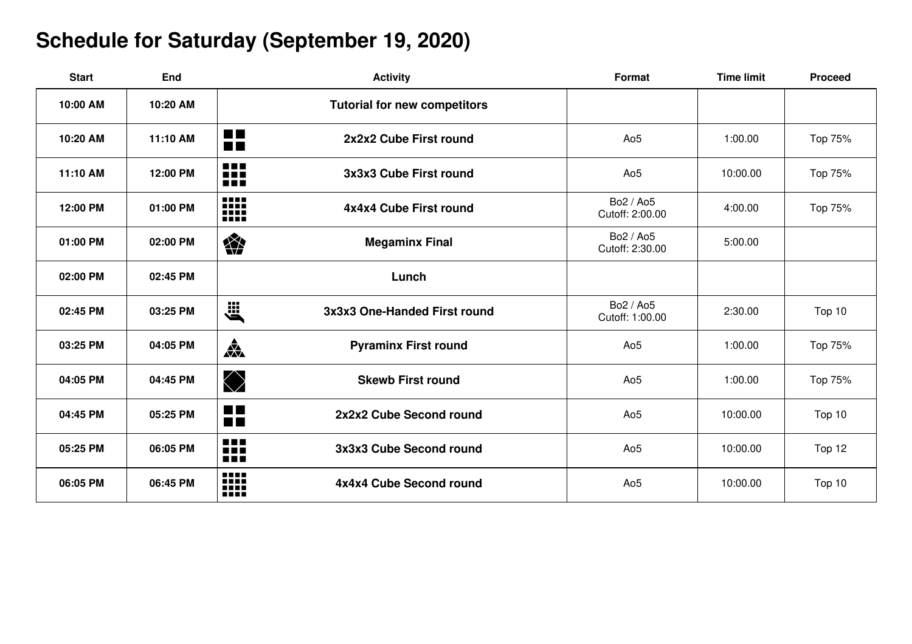# Schedule for Saturday (September 19, 2020)

| Start | End | Activity | Format | Time limit | Proceed |
| --- | --- | --- | --- | --- | --- |
| 10:00 AM | 10:20 AM | Tutorial for new competitors | | | |
| 10:20 AM | 11:10 AM | 2x2x2 Cube First round | Ao5 | 1:00.00 | Top 75% |
| 11:10 AM | 12:00 PM | 3x3x3 Cube First round | Ao5 | 10:00.00 | Top 75% |
| 12:00 PM | 01:00 PM | 4x4x4 Cube First round | Bo2 / Ao5 Cutoff: 2:00.00 | 4:00.00 | Top 75% |
| 01:00 PM | 02:00 PM | Megaminx Final | Bo2 / Ao5 Cutoff: 2:30.00 | 5:00.00 | |
| 02:00 PM | 02:45 PM | Lunch | | | |
| 02:45 PM | 03:25 PM | 3x3x3 One-Handed First round | Bo2 / Ao5 Cutoff: 1:00.00 | 2:30.00 | Top 10 |
| 03:25 PM | 04:05 PM | Pyraminx First round | Ao5 | 1:00.00 | Top 75% |
| 04:05 PM | 04:45 PM | Skewb First round | Ao5 | 1:00.00 | Top 75% |
| 04:45 PM | 05:25 PM | 2x2x2 Cube Second round | Ao5 | 10:00.00 | Top 10 |
| 05:25 PM | 06:05 PM | 3x3x3 Cube Second round | Ao5 | 10:00.00 | Top 12 |
| 06:05 PM | 06:45 PM | 4x4x4 Cube Second round | Ao5 | 10:00.00 | Top 10 |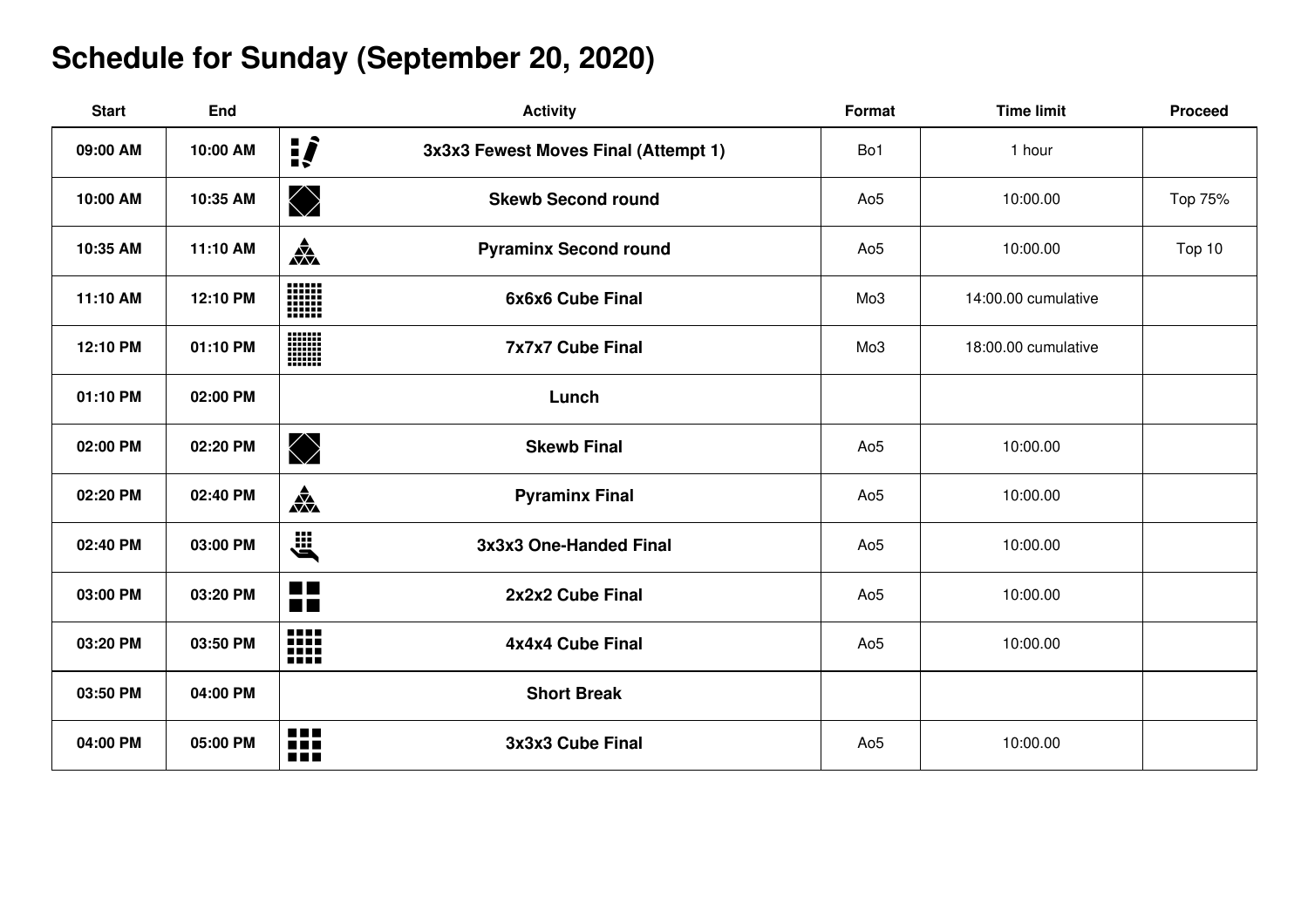# Schedule for Sunday (September 20, 2020)

| Start | End | Activity | Format | Time limit | Proceed |
|---|---|---|---|---|---|
| 09:00 AM | 10:00 AM | 3x3x3 Fewest Moves Final (Attempt 1) | Bo1 | 1 hour | |
| 10:00 AM | 10:35 AM | Skewb Second round | Ao5 | 10:00.00 | Top 75% |
| 10:35 AM | 11:10 AM | Pyraminx Second round | Ao5 | 10:00.00 | Top 10 |
| 11:10 AM | 12:10 PM | 6x6x6 Cube Final | Mo3 | 14:00.00 cumulative | |
| 12:10 PM | 01:10 PM | 7x7x7 Cube Final | Mo3 | 18:00.00 cumulative | |
| 01:10 PM | 02:00 PM | Lunch | | | |
| 02:00 PM | 02:20 PM | Skewb Final | Ao5 | 10:00.00 | |
| 02:20 PM | 02:40 PM | Pyraminx Final | Ao5 | 10:00.00 | |
| 02:40 PM | 03:00 PM | 3x3x3 One-Handed Final | Ao5 | 10:00.00 | |
| 03:00 PM | 03:20 PM | 2x2x2 Cube Final | Ao5 | 10:00.00 | |
| 03:20 PM | 03:50 PM | 4x4x4 Cube Final | Ao5 | 10:00.00 | |
| 03:50 PM | 04:00 PM | Short Break | | | |
| 04:00 PM | 05:00 PM | 3x3x3 Cube Final | Ao5 | 10:00.00 | |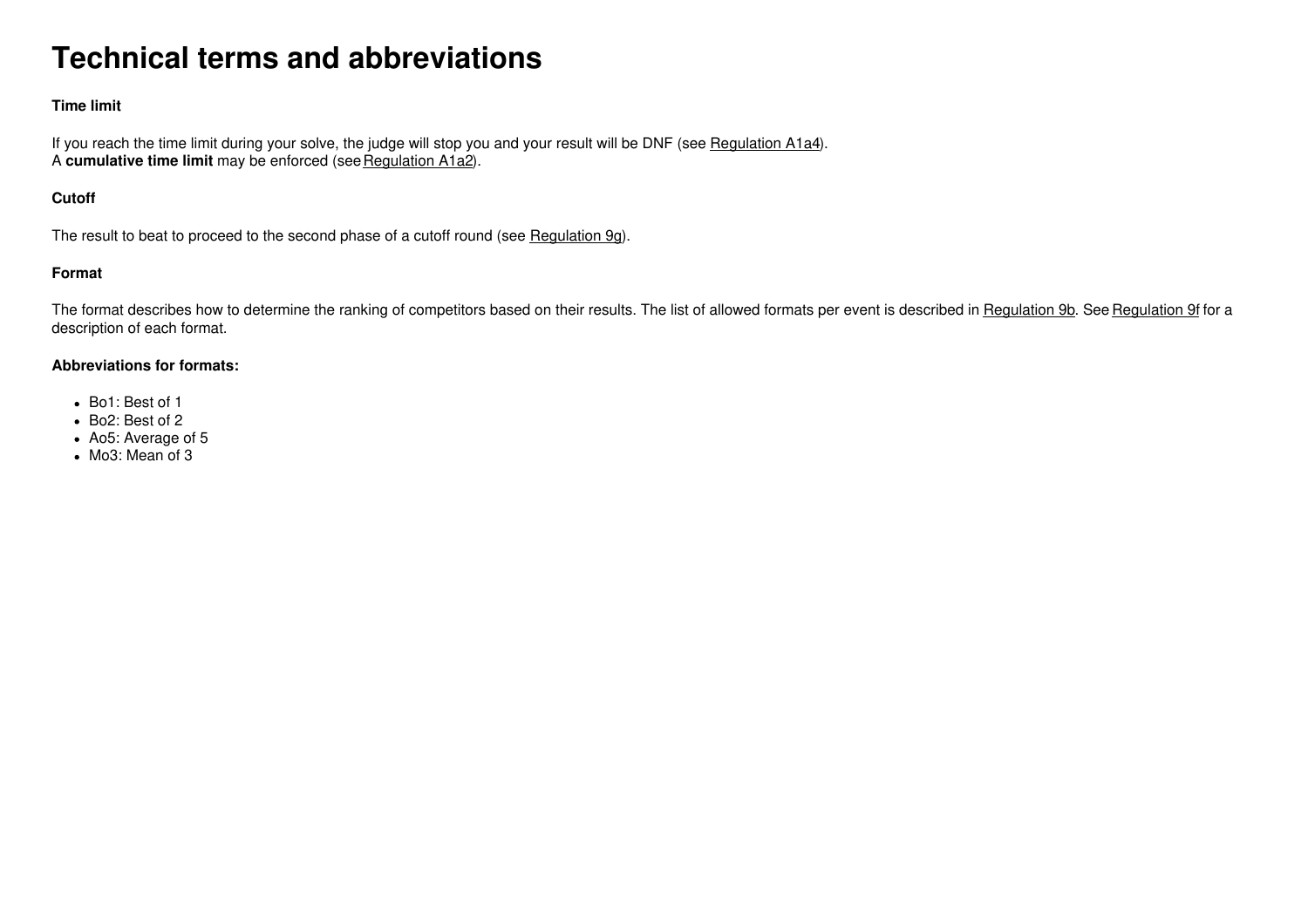# Technical terms and abbreviations

**Time limit**

If you reach the time limit during your solve, the judge will stop you and your result will be DNF (see Regulation A1a4).
A **cumulative time limit** may be enforced (see Regulation A1a2).

**Cutoff**

The result to beat to proceed to the second phase of a cutoff round (see Regulation 9g).

**Format**

The format describes how to determine the ranking of competitors based on their results. The list of allowed formats per event is described in Regulation 9b. See Regulation 9f for a description of each format.

**Abbreviations for formats:**

- Bo1: Best of 1
- Bo2: Best of 2
- Ao5: Average of 5
- Mo3: Mean of 3